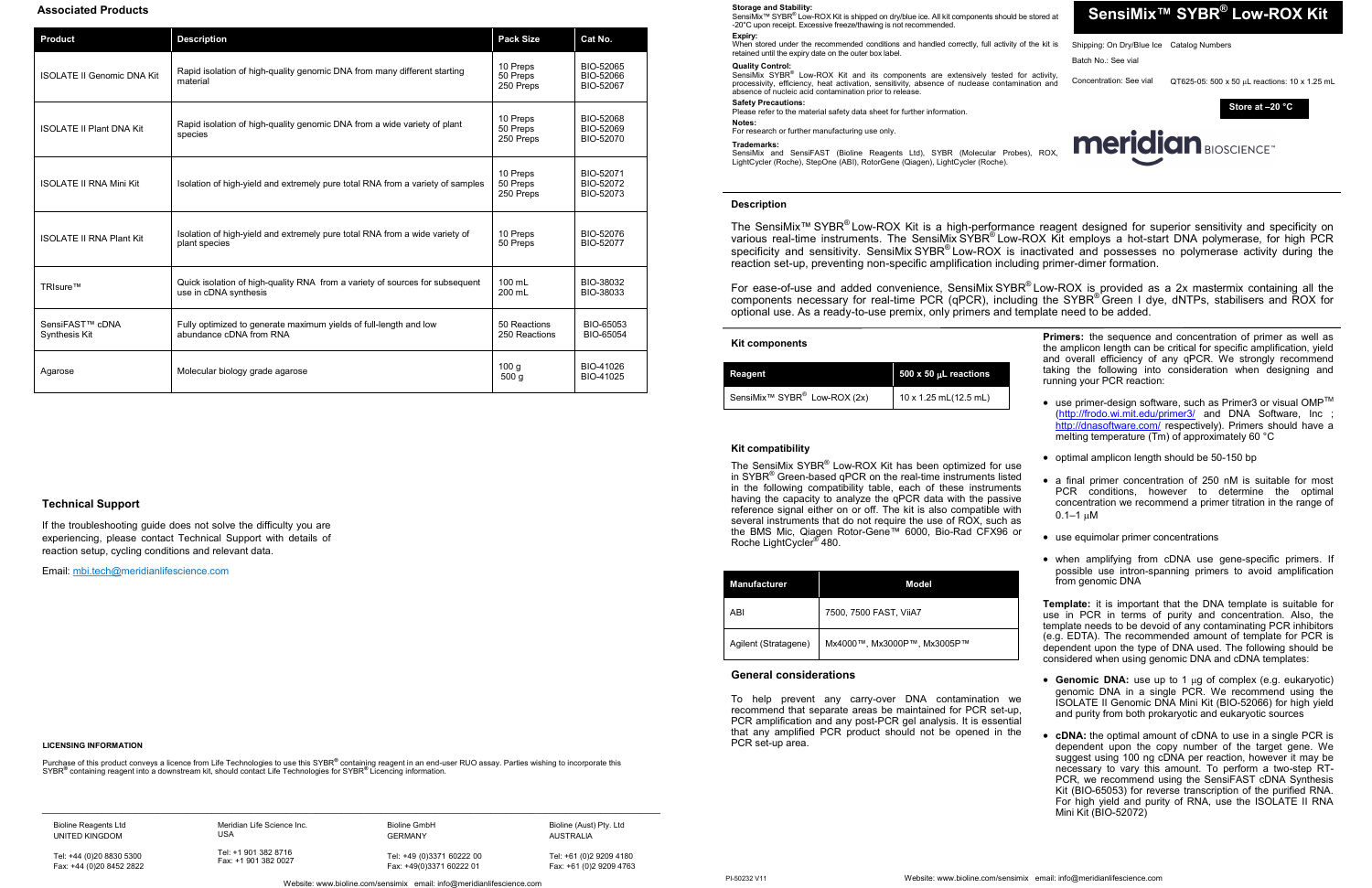# SensiMix™ SYBR® Low-ROX Kit

Shipping: On Dry/Blue Ice    Catalog Numbers

Batch No.: See vial

Concentration: See vial    QT625-05: 500 x 50 µL reactions: 10 x 1.25 mL

**Store at –20 °C**

meridian BIOSCIENCE™

**Storage and Stability:**
SensiMix™ SYBR® Low-ROX Kit is shipped on dry/blue ice. All kit components should be stored at -20°C upon receipt. Excessive freeze/thawing is not recommended.

**Expiry:**
When stored under the recommended conditions and handled correctly, full activity of the kit is retained until the expiry date on the outer box label.

**Quality Control:**
SensiMix SYBR® Low-ROX Kit and its components are extensively tested for activity, processivity, efficiency, heat activation, sensitivity, absence of nuclease contamination and absence of nucleic acid contamination prior to release.

**Safety Precautions:**
Please refer to the material safety data sheet for further information.

**Notes:**
For research or further manufacturing use only.

**Trademarks:**
SensiMix and SensiFAST (Bioline Reagents Ltd), SYBR (Molecular Probes), ROX, LightCycler (Roche), StepOne (ABI), RotorGene (Qiagen), LightCycler (Roche).

## Description

The SensiMix™ SYBR® Low-ROX Kit is a high-performance reagent designed for superior sensitivity and specificity on various real-time instruments. The SensiMix SYBR® Low-ROX Kit employs a hot-start DNA polymerase, for high PCR specificity and sensitivity. SensiMix SYBR® Low-ROX is inactivated and possesses no polymerase activity during the reaction set-up, preventing non-specific amplification including primer-dimer formation.

For ease-of-use and added convenience, SensiMix SYBR® Low-ROX is provided as a 2x mastermix containing all the components necessary for real-time PCR (qPCR), including the SYBR® Green I dye, dNTPs, stabilisers and ROX for optional use. As a ready-to-use premix, only primers and template need to be added.

### Kit components

| Reagent | 500 x 50 µL reactions |
|---|---|
| SensiMix™ SYBR® Low-ROX (2x) | 10 x 1.25 mL(12.5 mL) |

### Kit compatibility

The SensiMix SYBR® Low-ROX Kit has been optimized for use in SYBR® Green-based qPCR on the real-time instruments listed in the following compatibility table, each of these instruments having the capacity to analyze the qPCR data with the passive reference signal either on or off. The kit is also compatible with several instruments that do not require the use of ROX, such as the BMS Mic, Qiagen Rotor-Gene™ 6000, Bio-Rad CFX96 or Roche LightCycler® 480.

| Manufacturer | Model |
|---|---|
| ABI | 7500, 7500 FAST, ViiA7 |
| Agilent (Stratagene) | Mx4000™, Mx3000P™, Mx3005P™ |

### General considerations

To help prevent any carry-over DNA contamination we recommend that separate areas be maintained for PCR set-up, PCR amplification and any post-PCR gel analysis. It is essential that any amplified PCR product should not be opened in the PCR set-up area.

**Primers:** the sequence and concentration of primer as well as the amplicon length can be critical for specific amplification, yield and overall efficiency of any qPCR. We strongly recommend taking the following into consideration when designing and running your PCR reaction:

- use primer-design software, such as Primer3 or visual OMP™ (http://frodo.wi.mit.edu/primer3/ and DNA Software, Inc ; http://dnasoftware.com/ respectively). Primers should have a melting temperature (Tm) of approximately 60 °C
- optimal amplicon length should be 50-150 bp
- a final primer concentration of 250 nM is suitable for most PCR conditions, however to determine the optimal concentration we recommend a primer titration in the range of 0.1–1 µM
- use equimolar primer concentrations
- when amplifying from cDNA use gene-specific primers. If possible use intron-spanning primers to avoid amplification from genomic DNA

**Template:** it is important that the DNA template is suitable for use in PCR in terms of purity and concentration. Also, the template needs to be devoid of any contaminating PCR inhibitors (e.g. EDTA). The recommended amount of template for PCR is dependent upon the type of DNA used. The following should be considered when using genomic DNA and cDNA templates:

- **Genomic DNA:** use up to 1 µg of complex (e.g. eukaryotic) genomic DNA in a single PCR. We recommend using the ISOLATE II Genomic DNA Mini Kit (BIO-52066) for high yield and purity from both prokaryotic and eukaryotic sources
- **cDNA:** the optimal amount of cDNA to use in a single PCR is dependent upon the copy number of the target gene. We suggest using 100 ng cDNA per reaction, however it may be necessary to vary this amount. To perform a two-step RT-PCR, we recommend using the SensiFAST cDNA Synthesis Kit (BIO-65053) for reverse transcription of the purified RNA. For high yield and purity of RNA, use the ISOLATE II RNA Mini Kit (BIO-52072)

PI-50232 V11

## Associated Products

| Product | Description | Pack Size | Cat No. |
|---|---|---|---|
| ISOLATE II Genomic DNA Kit | Rapid isolation of high-quality genomic DNA from many different starting material | 10 Preps<br>50 Preps<br>250 Preps | BIO-52065<br>BIO-52066<br>BIO-52067 |
| ISOLATE II Plant DNA Kit | Rapid isolation of high-quality genomic DNA from a wide variety of plant species | 10 Preps<br>50 Preps<br>250 Preps | BIO-52068<br>BIO-52069<br>BIO-52070 |
| ISOLATE II RNA Mini Kit | Isolation of high-yield and extremely pure total RNA from a variety of samples | 10 Preps<br>50 Preps<br>250 Preps | BIO-52071<br>BIO-52072<br>BIO-52073 |
| ISOLATE II RNA Plant Kit | Isolation of high-yield and extremely pure total RNA from a wide variety of plant species | 10 Preps<br>50 Preps | BIO-52076<br>BIO-52077 |
| TRIsure™ | Quick isolation of high-quality RNA from a variety of sources for subsequent use in cDNA synthesis | 100 mL<br>200 mL | BIO-38032<br>BIO-38033 |
| SensiFAST™ cDNA Synthesis Kit | Fully optimized to generate maximum yields of full-length and low abundance cDNA from RNA | 50 Reactions<br>250 Reactions | BIO-65053<br>BIO-65054 |
| Agarose | Molecular biology grade agarose | 100 g<br>500 g | BIO-41026<br>BIO-41025 |

## Technical Support

If the troubleshooting guide does not solve the difficulty you are experiencing, please contact Technical Support with details of reaction setup, cycling conditions and relevant data.

Email: mbi.tech@meridianlifescience.com

**LICENSING INFORMATION**

Purchase of this product conveys a licence from Life Technologies to use this SYBR® containing reagent in an end-user RUO assay. Parties wishing to incorporate this SYBR® containing reagent into a downstream kit, should contact Life Technologies for SYBR® Licencing information.

| Bioline Reagents Ltd<br>UNITED KINGDOM | Meridian Life Science Inc.<br>USA | Bioline GmbH<br>GERMANY | Bioline (Aust) Pty. Ltd<br>AUSTRALIA |
|---|---|---|---|
| Tel: +44 (0)20 8830 5300<br>Fax: +44 (0)20 8452 2822 | Tel: +1 901 382 8716<br>Fax: +1 901 382 0027 | Tel: +49 (0)3371 60222 00<br>Fax: +49(0)3371 60222 01 | Tel: +61 (0)2 9209 4180<br>Fax: +61 (0)2 9209 4763 |

Website: www.bioline.com/sensimix email: info@meridianlifescience.com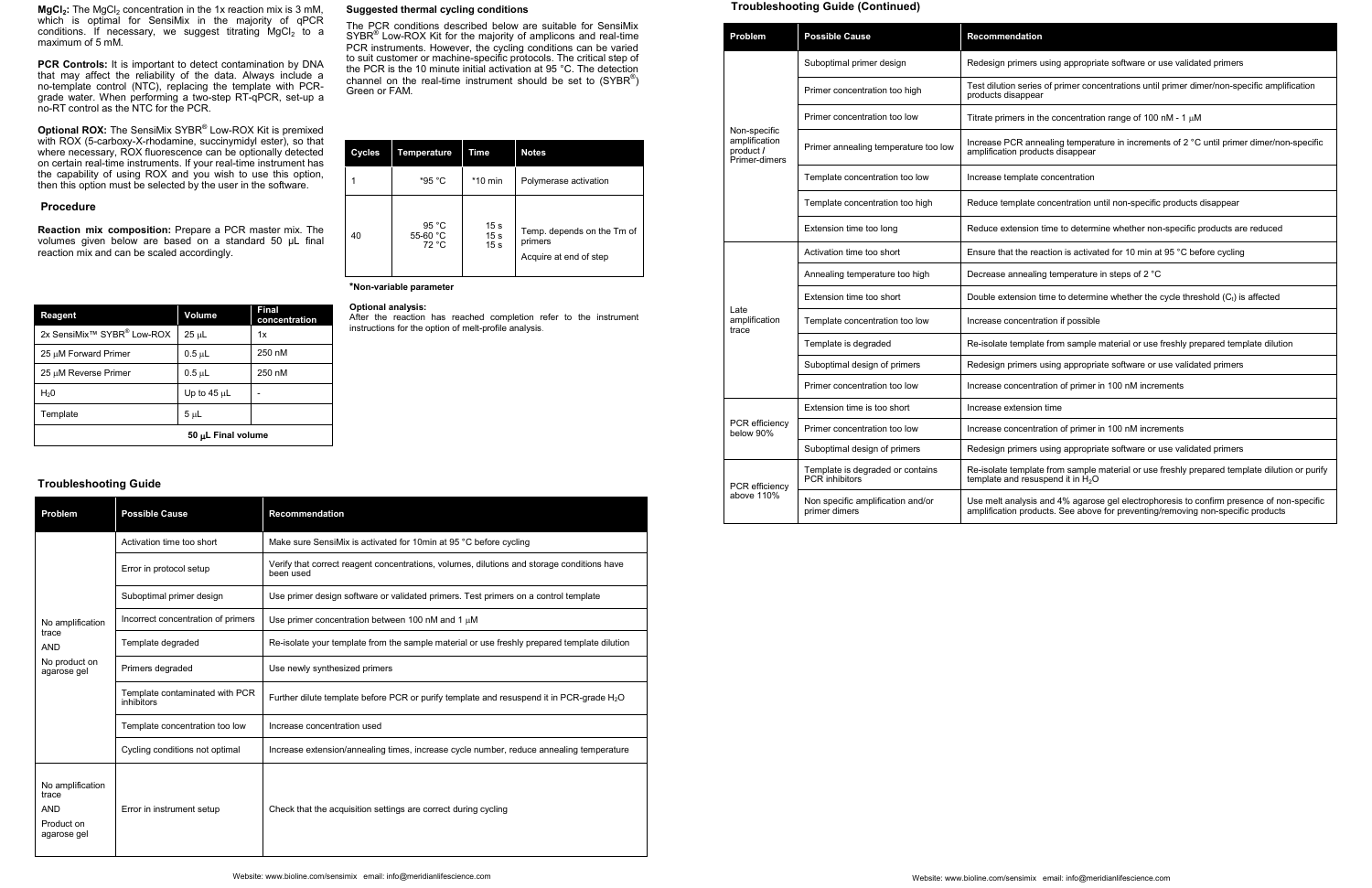**$MgCl_2$:** The $MgCl_2$ concentration in the 1x reaction mix is 3 mM, which is optimal for SensiMix in the majority of qPCR conditions. If necessary, we suggest titrating $MgCl_2$ to a maximum of 5 mM.

**PCR Controls:** It is important to detect contamination by DNA that may affect the reliability of the data. Always include a no-template control (NTC), replacing the template with PCR-grade water. When performing a two-step RT-qPCR, set-up a no-RT control as the NTC for the PCR.

**Optional ROX:** The SensiMix SYBR® Low-ROX Kit is premixed with ROX (5-carboxy-X-rhodamine, succinymidyl ester), so that where necessary, ROX fluorescence can be optionally detected on certain real-time instruments. If your real-time instrument has the capability of using ROX and you wish to use this option, then this option must be selected by the user in the software.

## Procedure

**Reaction mix composition:** Prepare a PCR master mix. The volumes given below are based on a standard 50 µL final reaction mix and can be scaled accordingly.

| Reagent | Volume | Final concentration |
|---|---|---|
| 2x SensiMix™ SYBR® Low-ROX | 25 µL | 1x |
| 25 µM Forward Primer | 0.5 µL | 250 nM |
| 25 µM Reverse Primer | 0.5 µL | 250 nM |
| $H_2O$ | Up to 45 µL | - |
| Template | 5 µL | |
| **50 µL Final volume** | | |

**Suggested thermal cycling conditions**

The PCR conditions described below are suitable for SensiMix SYBR® Low-ROX Kit for the majority of amplicons and real-time PCR instruments. However, the cycling conditions can be varied to suit customer or machine-specific protocols. The critical step of the PCR is the 10 minute initial activation at 95 °C. The detection channel on the real-time instrument should be set to (SYBR®) Green or FAM.

| Cycles | Temperature | Time | Notes |
|---|---|---|---|
| 1 | *95 °C | *10 min | Polymerase activation |
| 40 | 95 °C<br>55-60 °C<br>72 °C | 15 s<br>15 s<br>15 s | Temp. depends on the Tm of primers<br>Acquire at end of step |

***Non-variable parameter**

**Optional analysis:**
After the reaction has reached completion refer to the instrument instructions for the option of melt-profile analysis.

## Troubleshooting Guide

| Problem | Possible Cause | Recommendation |
|---|---|---|
| No amplification trace AND No product on agarose gel | Activation time too short | Make sure SensiMix is activated for 10min at 95 °C before cycling |
| | Error in protocol setup | Verify that correct reagent concentrations, volumes, dilutions and storage conditions have been used |
| | Suboptimal primer design | Use primer design software or validated primers. Test primers on a control template |
| | Incorrect concentration of primers | Use primer concentration between 100 nM and 1 µM |
| | Template degraded | Re-isolate your template from the sample material or use freshly prepared template dilution |
| | Primers degraded | Use newly synthesized primers |
| | Template contaminated with PCR inhibitors | Further dilute template before PCR or purify template and resuspend it in PCR-grade $H_2O$ |
| | Template concentration too low | Increase concentration used |
| | Cycling conditions not optimal | Increase extension/annealing times, increase cycle number, reduce annealing temperature |
| No amplification trace AND Product on agarose gel | Error in instrument setup | Check that the acquisition settings are correct during cycling |

## Troubleshooting Guide (Continued)

| Problem | Possible Cause | Recommendation |
|---|---|---|
| Non-specific amplification product / Primer-dimers | Suboptimal primer design | Redesign primers using appropriate software or use validated primers |
| | Primer concentration too high | Test dilution series of primer concentrations until primer dimer/non-specific amplification products disappear |
| | Primer concentration too low | Titrate primers in the concentration range of 100 nM - 1 µM |
| | Primer annealing temperature too low | Increase PCR annealing temperature in increments of 2 °C until primer dimer/non-specific amplification products disappear |
| | Template concentration too low | Increase template concentration |
| | Template concentration too high | Reduce template concentration until non-specific products disappear |
| | Extension time too long | Reduce extension time to determine whether non-specific products are reduced |
| Late amplification trace | Activation time too short | Ensure that the reaction is activated for 10 min at 95 °C before cycling |
| | Annealing temperature too high | Decrease annealing temperature in steps of 2 °C |
| | Extension time too short | Double extension time to determine whether the cycle threshold ($C_t$) is affected |
| | Template concentration too low | Increase concentration if possible |
| | Template is degraded | Re-isolate template from sample material or use freshly prepared template dilution |
| | Suboptimal design of primers | Redesign primers using appropriate software or use validated primers |
| | Primer concentration too low | Increase concentration of primer in 100 nM increments |
| PCR efficiency below 90% | Extension time is too short | Increase extension time |
| | Primer concentration too low | Increase concentration of primer in 100 nM increments |
| | Suboptimal design of primers | Redesign primers using appropriate software or use validated primers |
| PCR efficiency above 110% | Template is degraded or contains PCR inhibitors | Re-isolate template from sample material or use freshly prepared template dilution or purify template and resuspend it in $H_2O$ |
| | Non specific amplification and/or primer dimers | Use melt analysis and 4% agarose gel electrophoresis to confirm presence of non-specific amplification products. See above for preventing/removing non-specific products |

Website: www.bioline.com/sensimix email: info@meridianlifescience.com